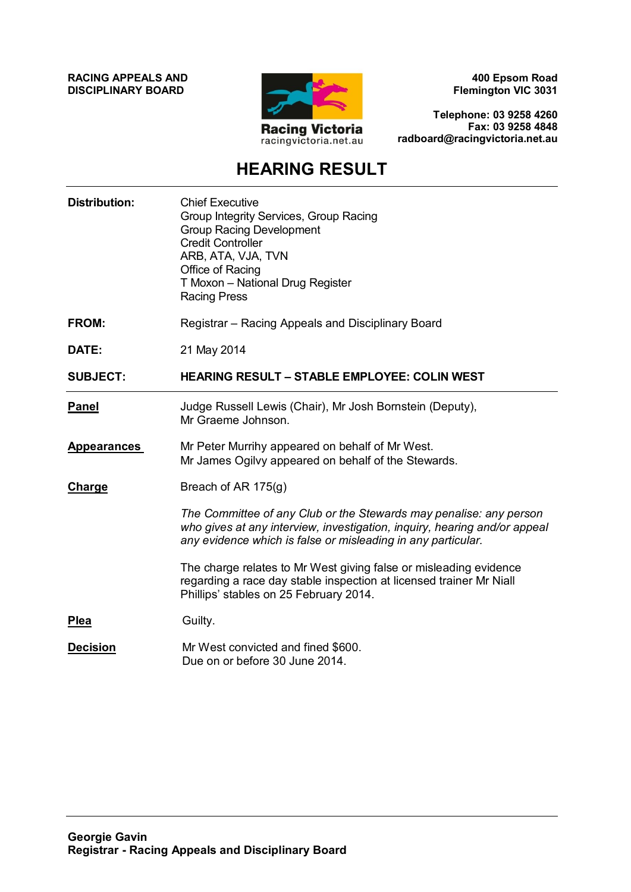**RACING APPEALS AND DISCIPLINARY BOARD**

Racing Victoria
racingvictoria.net.au

**400 Epsom Road**
**Flemington VIC 3031**

**Telephone: 03 9258 4260**
**Fax: 03 9258 4848**
**radboard@racingvictoria.net.au**

# HEARING RESULT

**Distribution:** Chief Executive
Group Integrity Services, Group Racing
Group Racing Development
Credit Controller
ARB, ATA, VJA, TVN
Office of Racing
T Moxon – National Drug Register
Racing Press

**FROM:** Registrar – Racing Appeals and Disciplinary Board

**DATE:** 21 May 2014

**SUBJECT:** **HEARING RESULT – STABLE EMPLOYEE: COLIN WEST**

---

**Panel**
Judge Russell Lewis (Chair), Mr Josh Bornstein (Deputy), Mr Graeme Johnson.

**Appearances**
Mr Peter Murrihy appeared on behalf of Mr West.
Mr James Ogilvy appeared on behalf of the Stewards.

**Charge**
Breach of AR 175(g)

*The Committee of any Club or the Stewards may penalise: any person who gives at any interview, investigation, inquiry, hearing and/or appeal any evidence which is false or misleading in any particular.*

The charge relates to Mr West giving false or misleading evidence regarding a race day stable inspection at licensed trainer Mr Niall Phillips' stables on 25 February 2014.

**Plea**
Guilty.

**Decision**
Mr West convicted and fined $600.
Due on or before 30 June 2014.

---

**Georgie Gavin**
**Registrar - Racing Appeals and Disciplinary Board**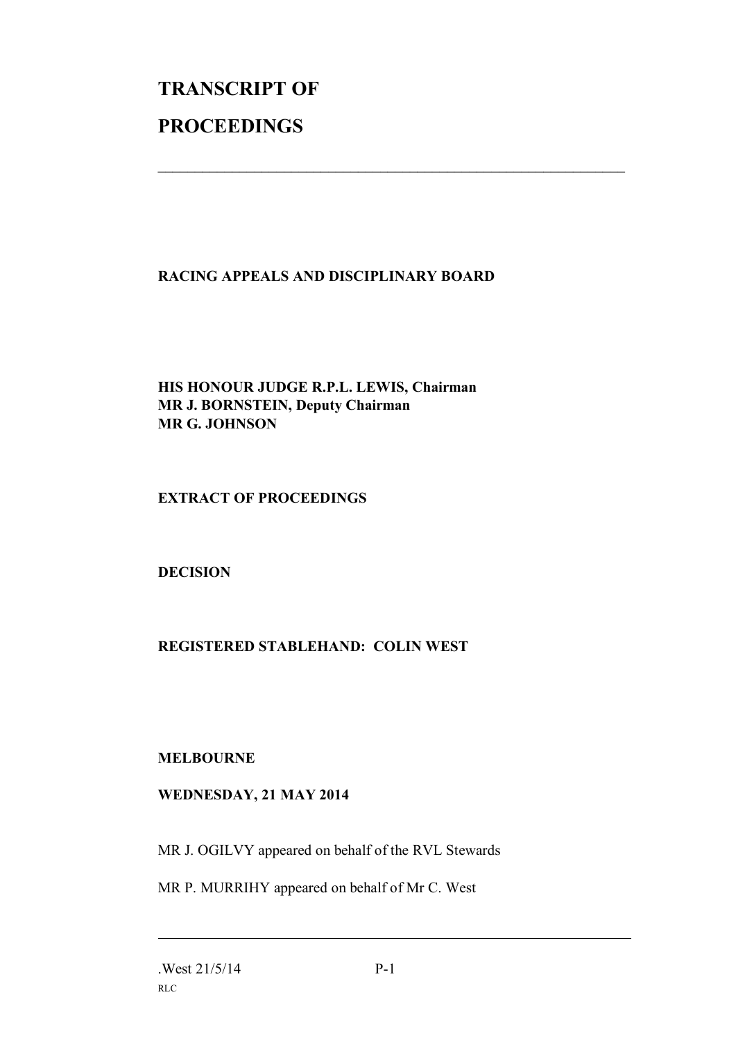# TRANSCRIPT OF PROCEEDINGS

---

**RACING APPEALS AND DISCIPLINARY BOARD**

**HIS HONOUR JUDGE R.P.L. LEWIS, Chairman**
**MR J. BORNSTEIN, Deputy Chairman**
**MR G. JOHNSON**

**EXTRACT OF PROCEEDINGS**

**DECISION**

**REGISTERED STABLEHAND: COLIN WEST**

**MELBOURNE**

**WEDNESDAY, 21 MAY 2014**

MR J. OGILVY appeared on behalf of the RVL Stewards

MR P. MURRIHY appeared on behalf of Mr C. West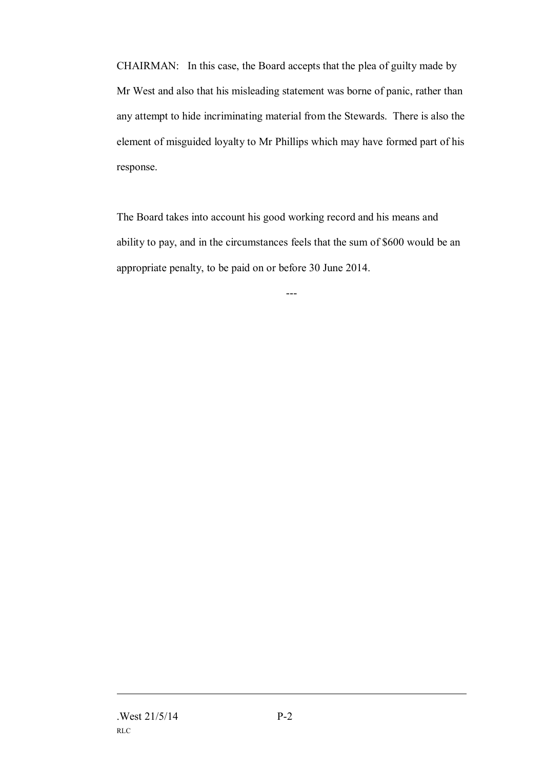CHAIRMAN: In this case, the Board accepts that the plea of guilty made by Mr West and also that his misleading statement was borne of panic, rather than any attempt to hide incriminating material from the Stewards. There is also the element of misguided loyalty to Mr Phillips which may have formed part of his response.

The Board takes into account his good working record and his means and ability to pay, and in the circumstances feels that the sum of $600 would be an appropriate penalty, to be paid on or before 30 June 2014.

---